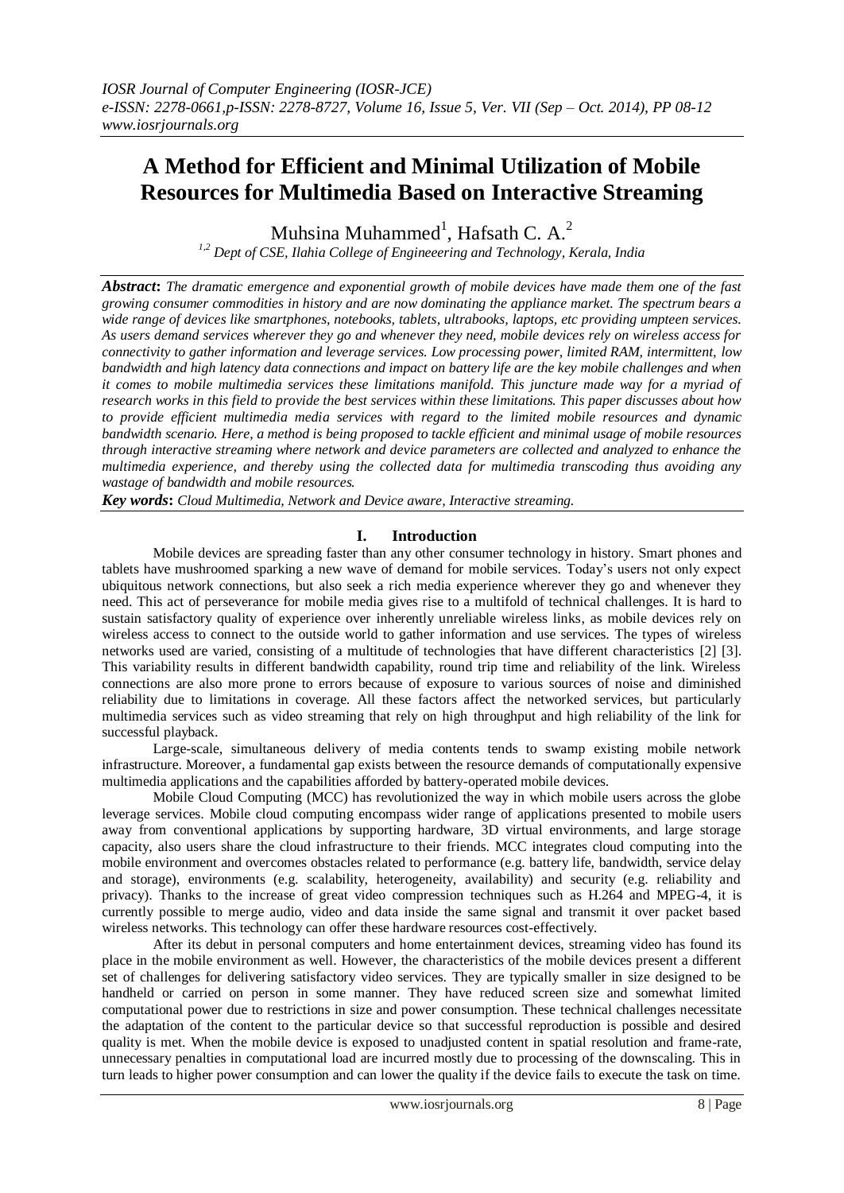# A Method for Efficient and Minimal Utilization of Mobile Resources for Multimedia Based on Interactive Streaming

Muhsina Muhammed[1], Hafsath C. A.[2]

[1,2] Dept of CSE, Ilahia College of Engineeering and Technology, Kerala, India

***Abstract*:** *The dramatic emergence and exponential growth of mobile devices have made them one of the fast growing consumer commodities in history and are now dominating the appliance market. The spectrum bears a wide range of devices like smartphones, notebooks, tablets, ultrabooks, laptops, etc providing umpteen services. As users demand services wherever they go and whenever they need, mobile devices rely on wireless access for connectivity to gather information and leverage services. Low processing power, limited RAM, intermittent, low bandwidth and high latency data connections and impact on battery life are the key mobile challenges and when it comes to mobile multimedia services these limitations manifold. This juncture made way for a myriad of research works in this field to provide the best services within these limitations. This paper discusses about how to provide efficient multimedia media services with regard to the limited mobile resources and dynamic bandwidth scenario. Here, a method is being proposed to tackle efficient and minimal usage of mobile resources through interactive streaming where network and device parameters are collected and analyzed to enhance the multimedia experience, and thereby using the collected data for multimedia transcoding thus avoiding any wastage of bandwidth and mobile resources.*

***Key words*:** *Cloud Multimedia, Network and Device aware, Interactive streaming.*

## I. Introduction

Mobile devices are spreading faster than any other consumer technology in history. Smart phones and tablets have mushroomed sparking a new wave of demand for mobile services. Today's users not only expect ubiquitous network connections, but also seek a rich media experience wherever they go and whenever they need. This act of perseverance for mobile media gives rise to a multifold of technical challenges. It is hard to sustain satisfactory quality of experience over inherently unreliable wireless links, as mobile devices rely on wireless access to connect to the outside world to gather information and use services. The types of wireless networks used are varied, consisting of a multitude of technologies that have different characteristics [2] [3]. This variability results in different bandwidth capability, round trip time and reliability of the link. Wireless connections are also more prone to errors because of exposure to various sources of noise and diminished reliability due to limitations in coverage. All these factors affect the networked services, but particularly multimedia services such as video streaming that rely on high throughput and high reliability of the link for successful playback.

Large-scale, simultaneous delivery of media contents tends to swamp existing mobile network infrastructure. Moreover, a fundamental gap exists between the resource demands of computationally expensive multimedia applications and the capabilities afforded by battery-operated mobile devices.

Mobile Cloud Computing (MCC) has revolutionized the way in which mobile users across the globe leverage services. Mobile cloud computing encompass wider range of applications presented to mobile users away from conventional applications by supporting hardware, 3D virtual environments, and large storage capacity, also users share the cloud infrastructure to their friends. MCC integrates cloud computing into the mobile environment and overcomes obstacles related to performance (e.g. battery life, bandwidth, service delay and storage), environments (e.g. scalability, heterogeneity, availability) and security (e.g. reliability and privacy). Thanks to the increase of great video compression techniques such as H.264 and MPEG-4, it is currently possible to merge audio, video and data inside the same signal and transmit it over packet based wireless networks. This technology can offer these hardware resources cost-effectively.

After its debut in personal computers and home entertainment devices, streaming video has found its place in the mobile environment as well. However, the characteristics of the mobile devices present a different set of challenges for delivering satisfactory video services. They are typically smaller in size designed to be handheld or carried on person in some manner. They have reduced screen size and somewhat limited computational power due to restrictions in size and power consumption. These technical challenges necessitate the adaptation of the content to the particular device so that successful reproduction is possible and desired quality is met. When the mobile device is exposed to unadjusted content in spatial resolution and frame-rate, unnecessary penalties in computational load are incurred mostly due to processing of the downscaling. This in turn leads to higher power consumption and can lower the quality if the device fails to execute the task on time.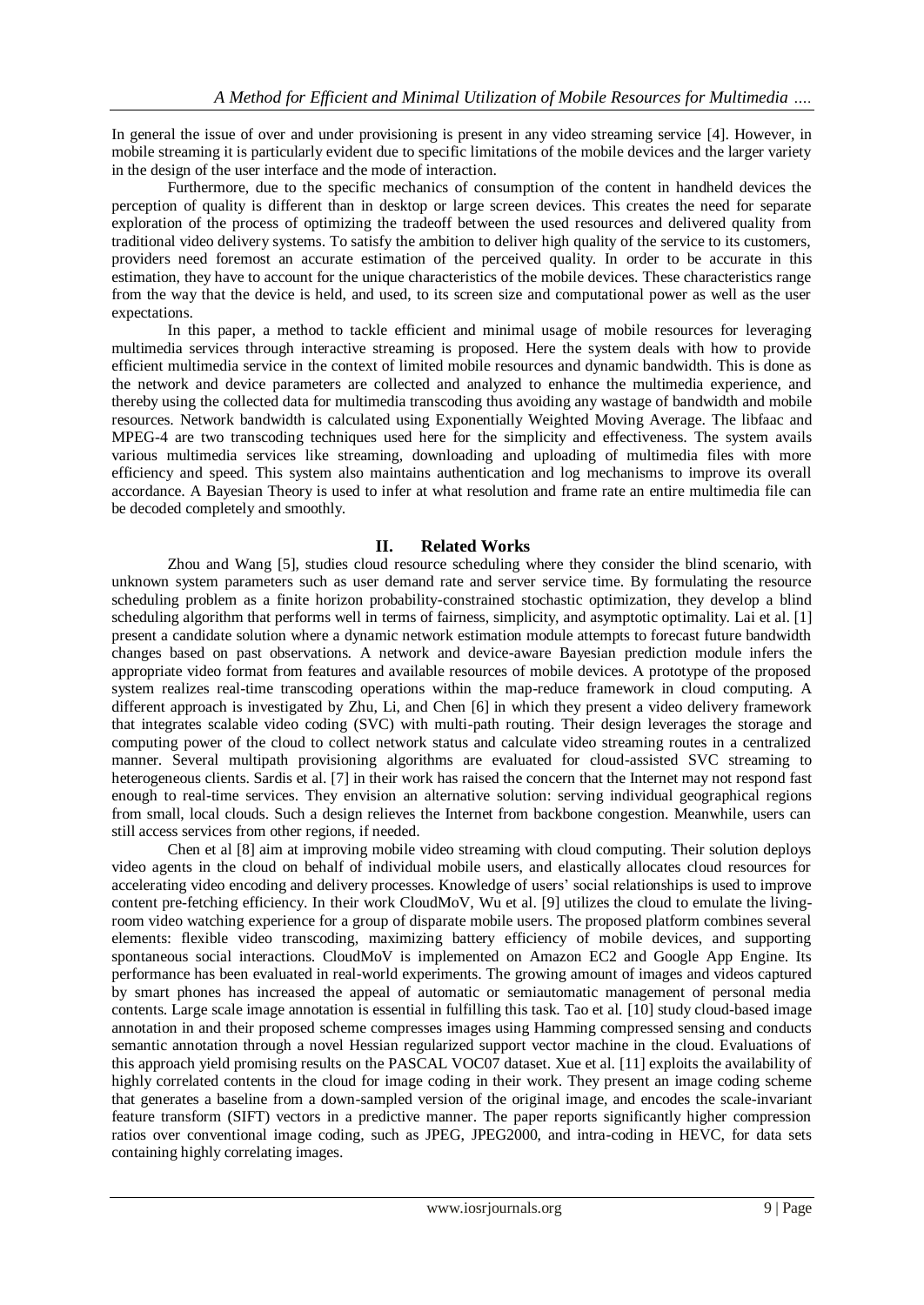In general the issue of over and under provisioning is present in any video streaming service [4]. However, in mobile streaming it is particularly evident due to specific limitations of the mobile devices and the larger variety in the design of the user interface and the mode of interaction.

Furthermore, due to the specific mechanics of consumption of the content in handheld devices the perception of quality is different than in desktop or large screen devices. This creates the need for separate exploration of the process of optimizing the tradeoff between the used resources and delivered quality from traditional video delivery systems. To satisfy the ambition to deliver high quality of the service to its customers, providers need foremost an accurate estimation of the perceived quality. In order to be accurate in this estimation, they have to account for the unique characteristics of the mobile devices. These characteristics range from the way that the device is held, and used, to its screen size and computational power as well as the user expectations.

In this paper, a method to tackle efficient and minimal usage of mobile resources for leveraging multimedia services through interactive streaming is proposed. Here the system deals with how to provide efficient multimedia service in the context of limited mobile resources and dynamic bandwidth. This is done as the network and device parameters are collected and analyzed to enhance the multimedia experience, and thereby using the collected data for multimedia transcoding thus avoiding any wastage of bandwidth and mobile resources. Network bandwidth is calculated using Exponentially Weighted Moving Average. The libfaac and MPEG-4 are two transcoding techniques used here for the simplicity and effectiveness. The system avails various multimedia services like streaming, downloading and uploading of multimedia files with more efficiency and speed. This system also maintains authentication and log mechanisms to improve its overall accordance. A Bayesian Theory is used to infer at what resolution and frame rate an entire multimedia file can be decoded completely and smoothly.

## II. Related Works

Zhou and Wang [5], studies cloud resource scheduling where they consider the blind scenario, with unknown system parameters such as user demand rate and server service time. By formulating the resource scheduling problem as a finite horizon probability-constrained stochastic optimization, they develop a blind scheduling algorithm that performs well in terms of fairness, simplicity, and asymptotic optimality. Lai et al. [1] present a candidate solution where a dynamic network estimation module attempts to forecast future bandwidth changes based on past observations. A network and device-aware Bayesian prediction module infers the appropriate video format from features and available resources of mobile devices. A prototype of the proposed system realizes real-time transcoding operations within the map-reduce framework in cloud computing. A different approach is investigated by Zhu, Li, and Chen [6] in which they present a video delivery framework that integrates scalable video coding (SVC) with multi-path routing. Their design leverages the storage and computing power of the cloud to collect network status and calculate video streaming routes in a centralized manner. Several multipath provisioning algorithms are evaluated for cloud-assisted SVC streaming to heterogeneous clients. Sardis et al. [7] in their work has raised the concern that the Internet may not respond fast enough to real-time services. They envision an alternative solution: serving individual geographical regions from small, local clouds. Such a design relieves the Internet from backbone congestion. Meanwhile, users can still access services from other regions, if needed.

Chen et al [8] aim at improving mobile video streaming with cloud computing. Their solution deploys video agents in the cloud on behalf of individual mobile users, and elastically allocates cloud resources for accelerating video encoding and delivery processes. Knowledge of users' social relationships is used to improve content pre-fetching efficiency. In their work CloudMoV, Wu et al. [9] utilizes the cloud to emulate the living-room video watching experience for a group of disparate mobile users. The proposed platform combines several elements: flexible video transcoding, maximizing battery efficiency of mobile devices, and supporting spontaneous social interactions. CloudMoV is implemented on Amazon EC2 and Google App Engine. Its performance has been evaluated in real-world experiments. The growing amount of images and videos captured by smart phones has increased the appeal of automatic or semiautomatic management of personal media contents. Large scale image annotation is essential in fulfilling this task. Tao et al. [10] study cloud-based image annotation in and their proposed scheme compresses images using Hamming compressed sensing and conducts semantic annotation through a novel Hessian regularized support vector machine in the cloud. Evaluations of this approach yield promising results on the PASCAL VOC07 dataset. Xue et al. [11] exploits the availability of highly correlated contents in the cloud for image coding in their work. They present an image coding scheme that generates a baseline from a down-sampled version of the original image, and encodes the scale-invariant feature transform (SIFT) vectors in a predictive manner. The paper reports significantly higher compression ratios over conventional image coding, such as JPEG, JPEG2000, and intra-coding in HEVC, for data sets containing highly correlating images.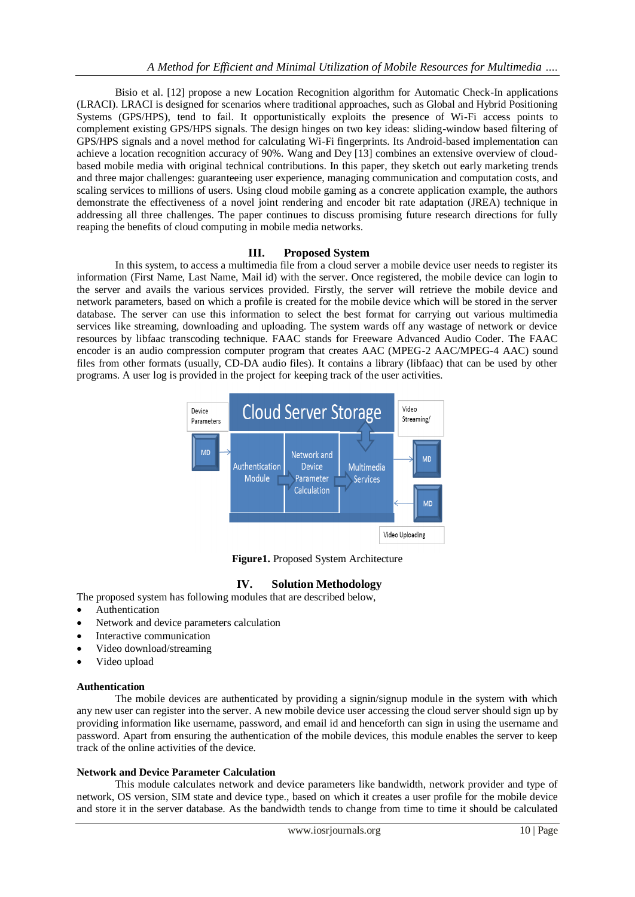Bisio et al. [12] propose a new Location Recognition algorithm for Automatic Check-In applications (LRACI). LRACI is designed for scenarios where traditional approaches, such as Global and Hybrid Positioning Systems (GPS/HPS), tend to fail. It opportunistically exploits the presence of Wi-Fi access points to complement existing GPS/HPS signals. The design hinges on two key ideas: sliding-window based filtering of GPS/HPS signals and a novel method for calculating Wi-Fi fingerprints. Its Android-based implementation can achieve a location recognition accuracy of 90%. Wang and Dey [13] combines an extensive overview of cloud-based mobile media with original technical contributions. In this paper, they sketch out early marketing trends and three major challenges: guaranteeing user experience, managing communication and computation costs, and scaling services to millions of users. Using cloud mobile gaming as a concrete application example, the authors demonstrate the effectiveness of a novel joint rendering and encoder bit rate adaptation (JREA) technique in addressing all three challenges. The paper continues to discuss promising future research directions for fully reaping the benefits of cloud computing in mobile media networks.

## III. Proposed System

In this system, to access a multimedia file from a cloud server a mobile device user needs to register its information (First Name, Last Name, Mail id) with the server. Once registered, the mobile device can login to the server and avails the various services provided. Firstly, the server will retrieve the mobile device and network parameters, based on which a profile is created for the mobile device which will be stored in the server database. The server can use this information to select the best format for carrying out various multimedia services like streaming, downloading and uploading. The system wards off any wastage of network or device resources by libfaac transcoding technique. FAAC stands for Freeware Advanced Audio Coder. The FAAC encoder is an audio compression computer program that creates AAC (MPEG-2 AAC/MPEG-4 AAC) sound files from other formats (usually, CD-DA audio files). It contains a library (libfaac) that can be used by other programs. A user log is provided in the project for keeping track of the user activities.

Device Parameters | MD | Cloud Server Storage | Authentication Module | Network and Device Parameter Calculation | Multimedia Services | Video Streaming/ | MD | MD | Video Uploading

**Figure1.** Proposed System Architecture

## IV. Solution Methodology

The proposed system has following modules that are described below,

- Authentication
- Network and device parameters calculation
- Interactive communication
- Video download/streaming
- Video upload

### Authentication

The mobile devices are authenticated by providing a signin/signup module in the system with which any new user can register into the server. A new mobile device user accessing the cloud server should sign up by providing information like username, password, and email id and henceforth can sign in using the username and password. Apart from ensuring the authentication of the mobile devices, this module enables the server to keep track of the online activities of the device.

### Network and Device Parameter Calculation

This module calculates network and device parameters like bandwidth, network provider and type of network, OS version, SIM state and device type., based on which it creates a user profile for the mobile device and store it in the server database. As the bandwidth tends to change from time to time it should be calculated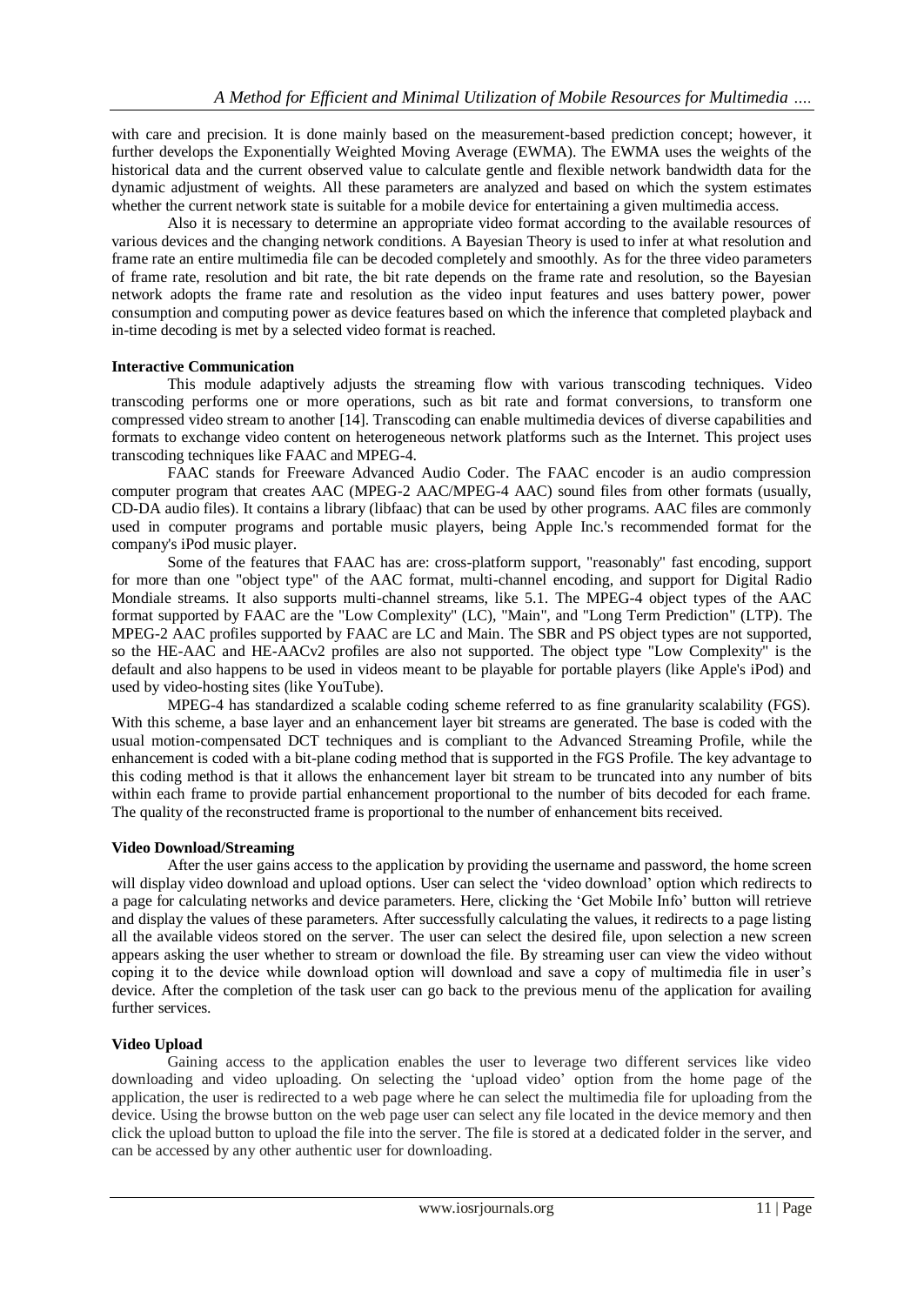with care and precision. It is done mainly based on the measurement-based prediction concept; however, it further develops the Exponentially Weighted Moving Average (EWMA). The EWMA uses the weights of the historical data and the current observed value to calculate gentle and flexible network bandwidth data for the dynamic adjustment of weights. All these parameters are analyzed and based on which the system estimates whether the current network state is suitable for a mobile device for entertaining a given multimedia access.

Also it is necessary to determine an appropriate video format according to the available resources of various devices and the changing network conditions. A Bayesian Theory is used to infer at what resolution and frame rate an entire multimedia file can be decoded completely and smoothly. As for the three video parameters of frame rate, resolution and bit rate, the bit rate depends on the frame rate and resolution, so the Bayesian network adopts the frame rate and resolution as the video input features and uses battery power, power consumption and computing power as device features based on which the inference that completed playback and in-time decoding is met by a selected video format is reached.

**Interactive Communication**

This module adaptively adjusts the streaming flow with various transcoding techniques. Video transcoding performs one or more operations, such as bit rate and format conversions, to transform one compressed video stream to another [14]. Transcoding can enable multimedia devices of diverse capabilities and formats to exchange video content on heterogeneous network platforms such as the Internet. This project uses transcoding techniques like FAAC and MPEG-4.

FAAC stands for Freeware Advanced Audio Coder. The FAAC encoder is an audio compression computer program that creates AAC (MPEG-2 AAC/MPEG-4 AAC) sound files from other formats (usually, CD-DA audio files). It contains a library (libfaac) that can be used by other programs. AAC files are commonly used in computer programs and portable music players, being Apple Inc.'s recommended format for the company's iPod music player.

Some of the features that FAAC has are: cross-platform support, "reasonably" fast encoding, support for more than one "object type" of the AAC format, multi-channel encoding, and support for Digital Radio Mondiale streams. It also supports multi-channel streams, like 5.1. The MPEG-4 object types of the AAC format supported by FAAC are the "Low Complexity" (LC), "Main", and "Long Term Prediction" (LTP). The MPEG-2 AAC profiles supported by FAAC are LC and Main. The SBR and PS object types are not supported, so the HE-AAC and HE-AACv2 profiles are also not supported. The object type "Low Complexity" is the default and also happens to be used in videos meant to be playable for portable players (like Apple's iPod) and used by video-hosting sites (like YouTube).

MPEG-4 has standardized a scalable coding scheme referred to as fine granularity scalability (FGS). With this scheme, a base layer and an enhancement layer bit streams are generated. The base is coded with the usual motion-compensated DCT techniques and is compliant to the Advanced Streaming Profile, while the enhancement is coded with a bit-plane coding method that is supported in the FGS Profile. The key advantage to this coding method is that it allows the enhancement layer bit stream to be truncated into any number of bits within each frame to provide partial enhancement proportional to the number of bits decoded for each frame. The quality of the reconstructed frame is proportional to the number of enhancement bits received.

**Video Download/Streaming**

After the user gains access to the application by providing the username and password, the home screen will display video download and upload options. User can select the 'video download' option which redirects to a page for calculating networks and device parameters. Here, clicking the 'Get Mobile Info' button will retrieve and display the values of these parameters. After successfully calculating the values, it redirects to a page listing all the available videos stored on the server. The user can select the desired file, upon selection a new screen appears asking the user whether to stream or download the file. By streaming user can view the video without coping it to the device while download option will download and save a copy of multimedia file in user's device. After the completion of the task user can go back to the previous menu of the application for availing further services.

**Video Upload**

Gaining access to the application enables the user to leverage two different services like video downloading and video uploading. On selecting the 'upload video' option from the home page of the application, the user is redirected to a web page where he can select the multimedia file for uploading from the device. Using the browse button on the web page user can select any file located in the device memory and then click the upload button to upload the file into the server. The file is stored at a dedicated folder in the server, and can be accessed by any other authentic user for downloading.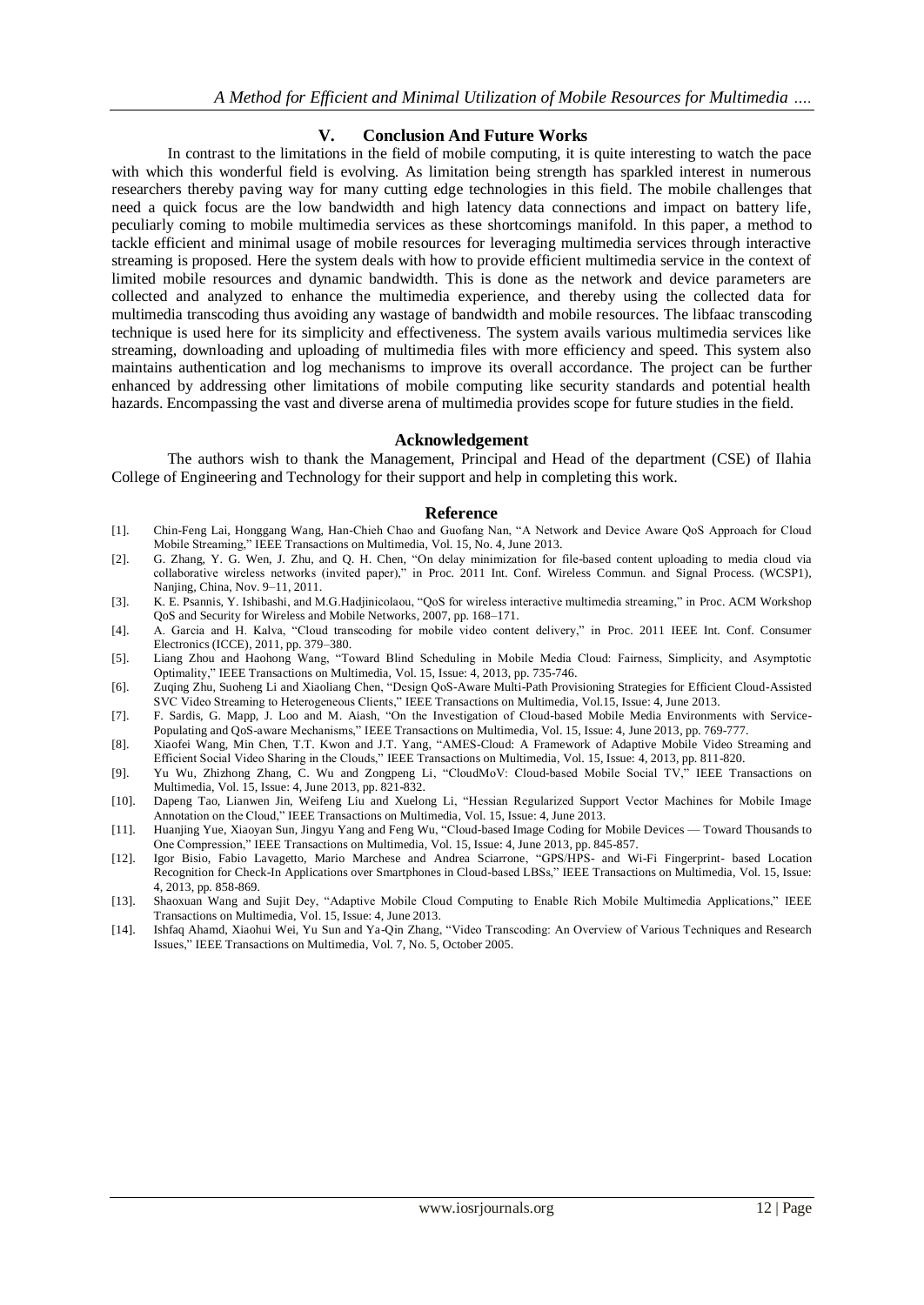## V. Conclusion And Future Works

In contrast to the limitations in the field of mobile computing, it is quite interesting to watch the pace with which this wonderful field is evolving. As limitation being strength has sparkled interest in numerous researchers thereby paving way for many cutting edge technologies in this field. The mobile challenges that need a quick focus are the low bandwidth and high latency data connections and impact on battery life, peculiarly coming to mobile multimedia services as these shortcomings manifold. In this paper, a method to tackle efficient and minimal usage of mobile resources for leveraging multimedia services through interactive streaming is proposed. Here the system deals with how to provide efficient multimedia service in the context of limited mobile resources and dynamic bandwidth. This is done as the network and device parameters are collected and analyzed to enhance the multimedia experience, and thereby using the collected data for multimedia transcoding thus avoiding any wastage of bandwidth and mobile resources. The libfaac transcoding technique is used here for its simplicity and effectiveness. The system avails various multimedia services like streaming, downloading and uploading of multimedia files with more efficiency and speed. This system also maintains authentication and log mechanisms to improve its overall accordance. The project can be further enhanced by addressing other limitations of mobile computing like security standards and potential health hazards. Encompassing the vast and diverse arena of multimedia provides scope for future studies in the field.

## Acknowledgement

The authors wish to thank the Management, Principal and Head of the department (CSE) of Ilahia College of Engineering and Technology for their support and help in completing this work.

## Reference

[1]. Chin-Feng Lai, Honggang Wang, Han-Chieh Chao and Guofang Nan, "A Network and Device Aware QoS Approach for Cloud Mobile Streaming," IEEE Transactions on Multimedia, Vol. 15, No. 4, June 2013.

[2]. G. Zhang, Y. G. Wen, J. Zhu, and Q. H. Chen, "On delay minimization for file-based content uploading to media cloud via collaborative wireless networks (invited paper)," in Proc. 2011 Int. Conf. Wireless Commun. and Signal Process. (WCSP1), Nanjing, China, Nov. 9–11, 2011.

[3]. K. E. Psannis, Y. Ishibashi, and M.G.Hadjinicolaou, "QoS for wireless interactive multimedia streaming," in Proc. ACM Workshop QoS and Security for Wireless and Mobile Networks, 2007, pp. 168–171.

[4]. A. Garcia and H. Kalva, "Cloud transcoding for mobile video content delivery," in Proc. 2011 IEEE Int. Conf. Consumer Electronics (ICCE), 2011, pp. 379–380.

[5]. Liang Zhou and Haohong Wang, "Toward Blind Scheduling in Mobile Media Cloud: Fairness, Simplicity, and Asymptotic Optimality," IEEE Transactions on Multimedia, Vol. 15, Issue: 4, 2013, pp. 735-746.

[6]. Zuqing Zhu, Suoheng Li and Xiaoliang Chen, "Design QoS-Aware Multi-Path Provisioning Strategies for Efficient Cloud-Assisted SVC Video Streaming to Heterogeneous Clients," IEEE Transactions on Multimedia, Vol.15, Issue: 4, June 2013.

[7]. F. Sardis, G. Mapp, J. Loo and M. Aiash, "On the Investigation of Cloud-based Mobile Media Environments with Service-Populating and QoS-aware Mechanisms," IEEE Transactions on Multimedia, Vol. 15, Issue: 4, June 2013, pp. 769-777.

[8]. Xiaofei Wang, Min Chen, T.T. Kwon and J.T. Yang, "AMES-Cloud: A Framework of Adaptive Mobile Video Streaming and Efficient Social Video Sharing in the Clouds," IEEE Transactions on Multimedia, Vol. 15, Issue: 4, 2013, pp. 811-820.

[9]. Yu Wu, Zhizhong Zhang, C. Wu and Zongpeng Li, "CloudMoV: Cloud-based Mobile Social TV," IEEE Transactions on Multimedia, Vol. 15, Issue: 4, June 2013, pp. 821-832.

[10]. Dapeng Tao, Lianwen Jin, Weifeng Liu and Xuelong Li, "Hessian Regularized Support Vector Machines for Mobile Image Annotation on the Cloud," IEEE Transactions on Multimedia, Vol. 15, Issue: 4, June 2013.

[11]. Huanjing Yue, Xiaoyan Sun, Jingyu Yang and Feng Wu, "Cloud-based Image Coding for Mobile Devices — Toward Thousands to One Compression," IEEE Transactions on Multimedia, Vol. 15, Issue: 4, June 2013, pp. 845-857.

[12]. Igor Bisio, Fabio Lavagetto, Mario Marchese and Andrea Sciarrone, "GPS/HPS- and Wi-Fi Fingerprint- based Location Recognition for Check-In Applications over Smartphones in Cloud-based LBSs," IEEE Transactions on Multimedia, Vol. 15, Issue: 4, 2013, pp. 858-869.

[13]. Shaoxuan Wang and Sujit Dey, "Adaptive Mobile Cloud Computing to Enable Rich Mobile Multimedia Applications," IEEE Transactions on Multimedia, Vol. 15, Issue: 4, June 2013.

[14]. Ishfaq Ahamd, Xiaohui Wei, Yu Sun and Ya-Qin Zhang, "Video Transcoding: An Overview of Various Techniques and Research Issues," IEEE Transactions on Multimedia, Vol. 7, No. 5, October 2005.